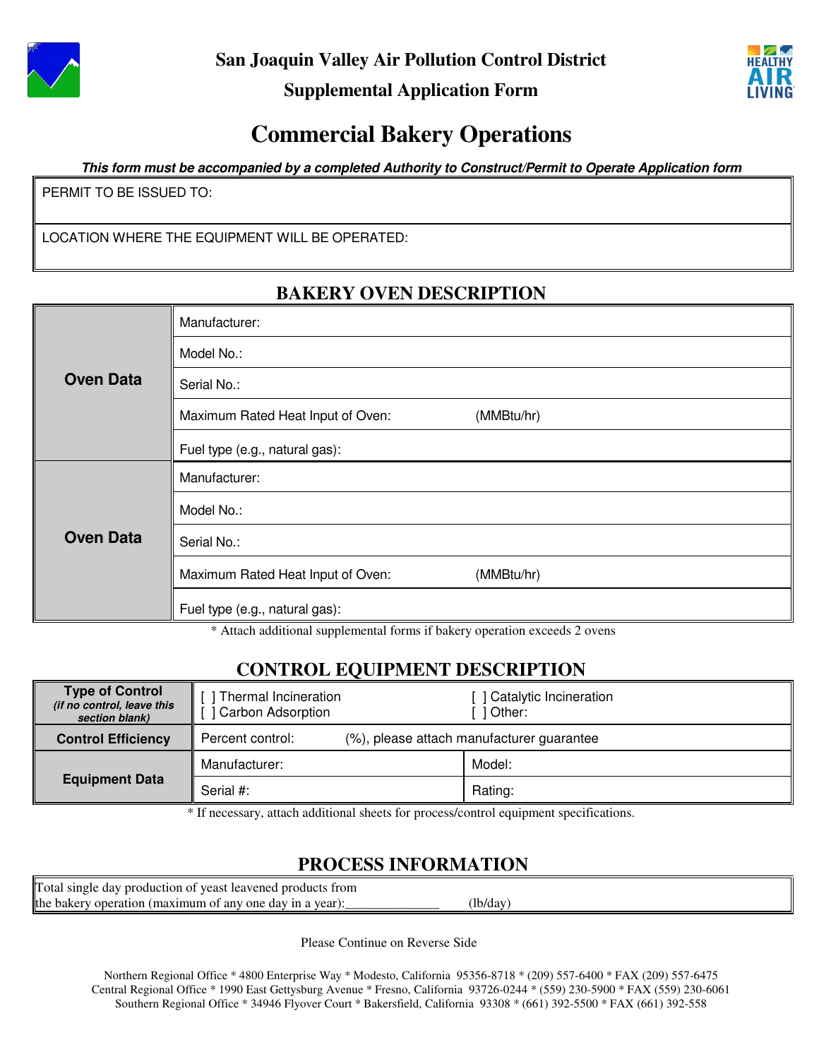**San Joaquin Valley Air Pollution Control District**

**Supplemental Application Form**

# Commercial Bakery Operations

***This form must be accompanied by a completed Authority to Construct/Permit to Operate Application form***

| |
|---|
| PERMIT TO BE ISSUED TO: |
| LOCATION WHERE THE EQUIPMENT WILL BE OPERATED: |

## BAKERY OVEN DESCRIPTION

| | |
|---|---|
| **Oven Data** | Manufacturer: |
| | Model No.: |
| | Serial No.: |
| | Maximum Rated Heat Input of Oven: (MMBtu/hr) |
| | Fuel type (e.g., natural gas): |
| **Oven Data** | Manufacturer: |
| | Model No.: |
| | Serial No.: |
| | Maximum Rated Heat Input of Oven: (MMBtu/hr) |
| | Fuel type (e.g., natural gas): |

* Attach additional supplemental forms if bakery operation exceeds 2 ovens

## CONTROL EQUIPMENT DESCRIPTION

| | | |
|---|---|---|
| **Type of Control** *(if no control, leave this section blank)* | [ ] Thermal Incineration [ ] Carbon Adsorption | [ ] Catalytic Incineration [ ] Other: |
| **Control Efficiency** | Percent control: (%), please attach manufacturer guarantee | |
| **Equipment Data** | Manufacturer: | Model: |
| | Serial #: | Rating: |

* If necessary, attach additional sheets for process/control equipment specifications.

## PROCESS INFORMATION

| |
|---|
| Total single day production of yeast leavened products from the bakery operation (maximum of any one day in a year):_____________ (lb/day) |

Please Continue on Reverse Side

Northern Regional Office * 4800 Enterprise Way * Modesto, California 95356-8718 * (209) 557-6400 * FAX (209) 557-6475
Central Regional Office * 1990 East Gettysburg Avenue * Fresno, California 93726-0244 * (559) 230-5900 * FAX (559) 230-6061
Southern Regional Office * 34946 Flyover Court * Bakersfield, California 93308 * (661) 392-5500 * FAX (661) 392-558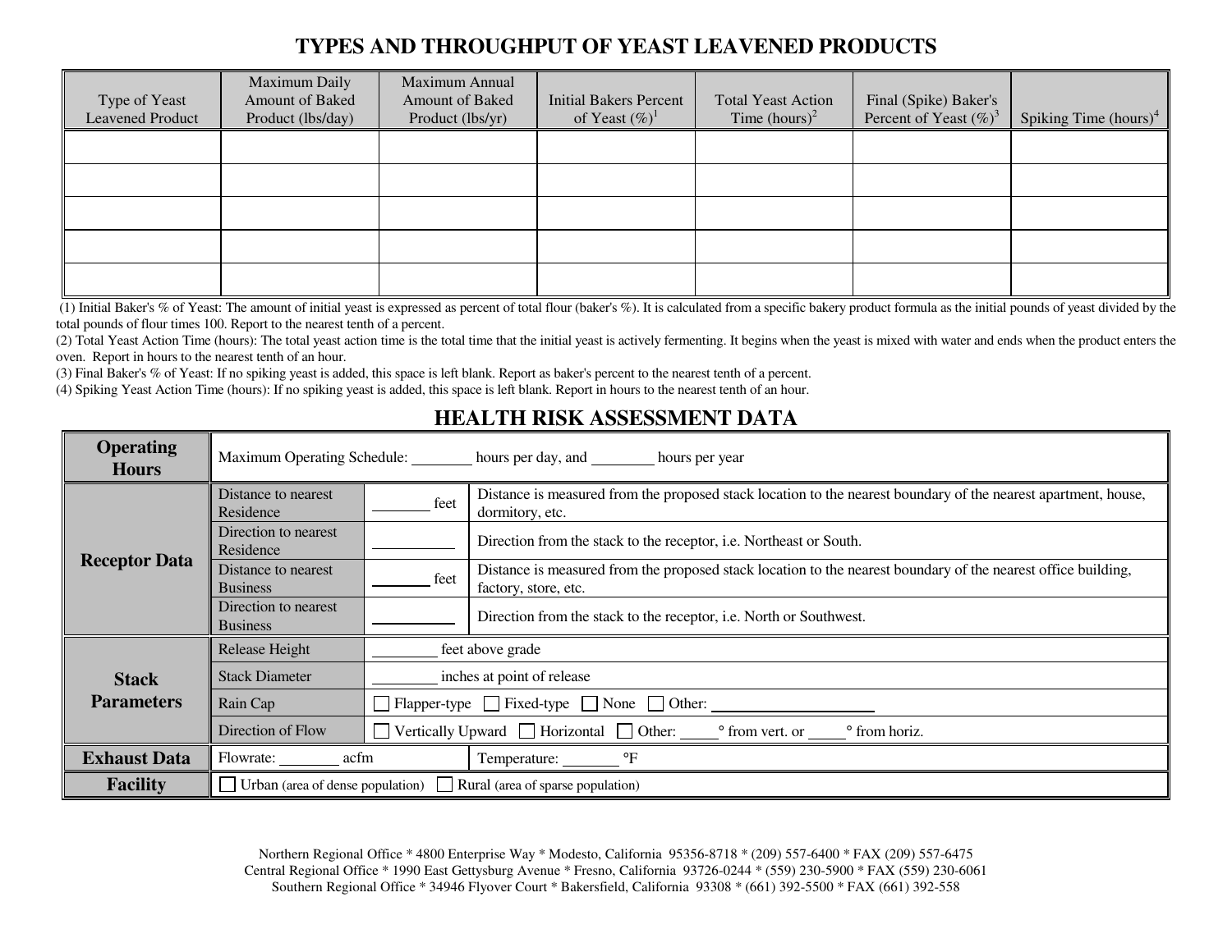# TYPES AND THROUGHPUT OF YEAST LEAVENED PRODUCTS

| Type of Yeast Leavened Product | Maximum Daily Amount of Baked Product (lbs/day) | Maximum Annual Amount of Baked Product (lbs/yr) | Initial Bakers Percent of Yeast (%)[1] | Total Yeast Action Time (hours)[2] | Final (Spike) Baker's Percent of Yeast (%)[3] | Spiking Time (hours)[4] |
|---|---|---|---|---|---|---|
| | | | | | | |
| | | | | | | |
| | | | | | | |
| | | | | | | |
| | | | | | | |

(1) Initial Baker's % of Yeast: The amount of initial yeast is expressed as percent of total flour (baker's %). It is calculated from a specific bakery product formula as the initial pounds of yeast divided by the total pounds of flour times 100. Report to the nearest tenth of a percent.
(2) Total Yeast Action Time (hours): The total yeast action time is the total time that the initial yeast is actively fermenting. It begins when the yeast is mixed with water and ends when the product enters the oven. Report in hours to the nearest tenth of an hour.
(3) Final Baker's % of Yeast: If no spiking yeast is added, this space is left blank. Report as baker's percent to the nearest tenth of a percent.
(4) Spiking Yeast Action Time (hours): If no spiking yeast is added, this space is left blank. Report in hours to the nearest tenth of an hour.

# HEALTH RISK ASSESSMENT DATA

| | | | |
|---|---|---|---|
| **Operating Hours** | Maximum Operating Schedule: ________ hours per day, and ________ hours per year | | |
| **Receptor Data** | Distance to nearest Residence | _______ feet | Distance is measured from the proposed stack location to the nearest boundary of the nearest apartment, house, dormitory, etc. |
| | Direction to nearest Residence | __________ | Direction from the stack to the receptor, i.e. Northeast or South. |
| | Distance to nearest Business | _______ feet | Distance is measured from the proposed stack location to the nearest boundary of the nearest office building, factory, store, etc. |
| | Direction to nearest Business | __________ | Direction from the stack to the receptor, i.e. North or Southwest. |
| **Stack Parameters** | Release Height | ________ feet above grade | |
| | Stack Diameter | ________ inches at point of release | |
| | Rain Cap | ☐ Flapper-type ☐ Fixed-type ☐ None ☐ Other: ____________________ | |
| | Direction of Flow | ☐ Vertically Upward ☐ Horizontal ☐ Other: _____° from vert. or _____° from horiz. | |
| **Exhaust Data** | Flowrate: ________ acfm | Temperature: _______ °F | |
| **Facility** | ☐ Urban (area of dense population) ☐ Rural (area of sparse population) | | |

Northern Regional Office * 4800 Enterprise Way * Modesto, California 95356-8718 * (209) 557-6400 * FAX (209) 557-6475
Central Regional Office * 1990 East Gettysburg Avenue * Fresno, California 93726-0244 * (559) 230-5900 * FAX (559) 230-6061
Southern Regional Office * 34946 Flyover Court * Bakersfield, California 93308 * (661) 392-5500 * FAX (661) 392-558